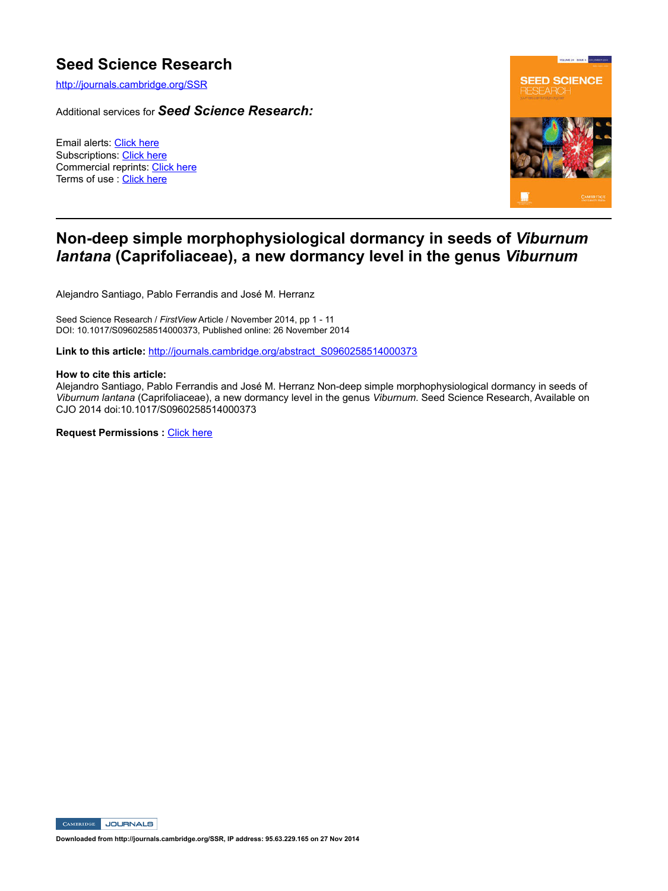# Seed Science Research

http://journals.cambridge.org/SSR

Additional services for ***Seed Science Research:***

Email alerts: Click here
Subscriptions: Click here
Commercial reprints: Click here
Terms of use : Click here

---

## Non-deep simple morphophysiological dormancy in seeds of *Viburnum lantana* (Caprifoliaceae), a new dormancy level in the genus *Viburnum*

Alejandro Santiago, Pablo Ferrandis and José M. Herranz

Seed Science Research / *FirstView* Article / November 2014, pp 1 - 11
DOI: 10.1017/S0960258514000373, Published online: 26 November 2014

**Link to this article:** http://journals.cambridge.org/abstract_S0960258514000373

**How to cite this article:**
Alejandro Santiago, Pablo Ferrandis and José M. Herranz Non-deep simple morphophysiological dormancy in seeds of *Viburnum lantana* (Caprifoliaceae), a new dormancy level in the genus *Viburnum*. Seed Science Research, Available on CJO 2014 doi:10.1017/S0960258514000373

**Request Permissions :** Click here

Downloaded from http://journals.cambridge.org/SSR, IP address: 95.63.229.165 on 27 Nov 2014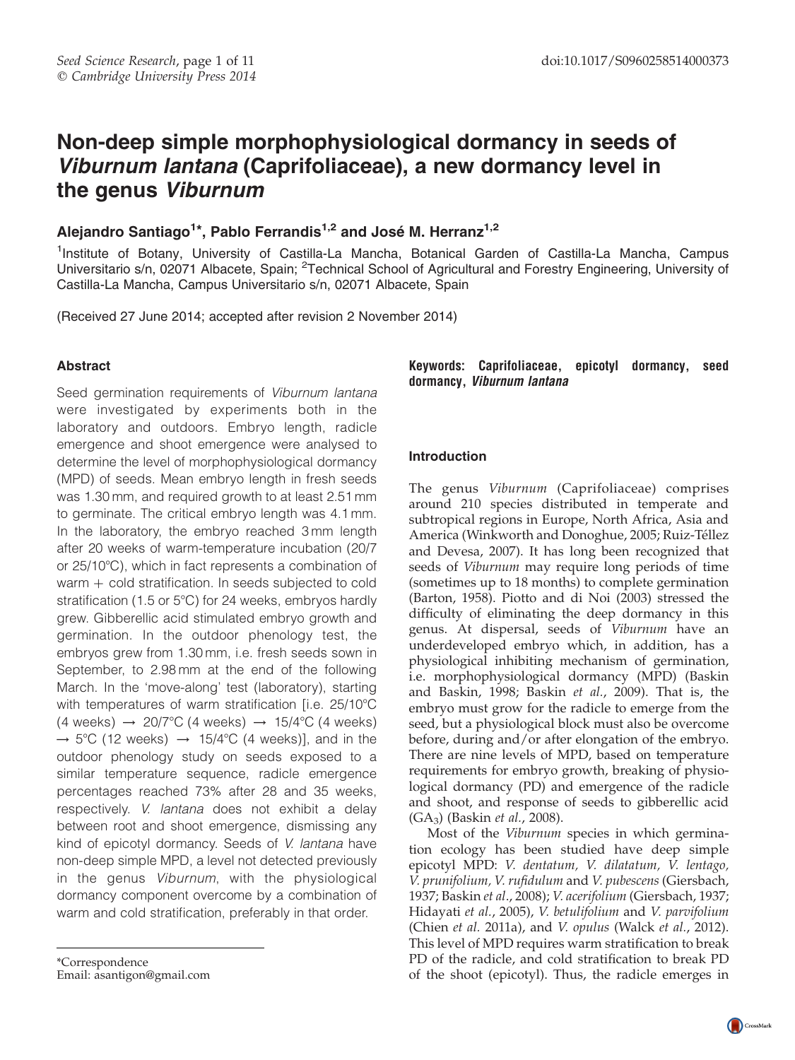# Non-deep simple morphophysiological dormancy in seeds of *Viburnum lantana* (Caprifoliaceae), a new dormancy level in the genus *Viburnum*

**Alejandro Santiago[1]*, Pablo Ferrandis[1,2] and José M. Herranz[1,2]**

[1]Institute of Botany, University of Castilla-La Mancha, Botanical Garden of Castilla-La Mancha, Campus Universitario s/n, 02071 Albacete, Spain; [2]Technical School of Agricultural and Forestry Engineering, University of Castilla-La Mancha, Campus Universitario s/n, 02071 Albacete, Spain

(Received 27 June 2014; accepted after revision 2 November 2014)

## Abstract

Seed germination requirements of *Viburnum lantana* were investigated by experiments both in the laboratory and outdoors. Embryo length, radicle emergence and shoot emergence were analysed to determine the level of morphophysiological dormancy (MPD) of seeds. Mean embryo length in fresh seeds was 1.30 mm, and required growth to at least 2.51 mm to germinate. The critical embryo length was 4.1 mm. In the laboratory, the embryo reached 3 mm length after 20 weeks of warm-temperature incubation (20/7 or 25/10°C), which in fact represents a combination of warm + cold stratification. In seeds subjected to cold stratification (1.5 or 5°C) for 24 weeks, embryos hardly grew. Gibberellic acid stimulated embryo growth and germination. In the outdoor phenology test, the embryos grew from 1.30 mm, i.e. fresh seeds sown in September, to 2.98 mm at the end of the following March. In the 'move-along' test (laboratory), starting with temperatures of warm stratification [i.e. 25/10°C (4 weeks) → 20/7°C (4 weeks) → 15/4°C (4 weeks) → 5°C (12 weeks) → 15/4°C (4 weeks)], and in the outdoor phenology study on seeds exposed to a similar temperature sequence, radicle emergence percentages reached 73% after 28 and 35 weeks, respectively. *V. lantana* does not exhibit a delay between root and shoot emergence, dismissing any kind of epicotyl dormancy. Seeds of *V. lantana* have non-deep simple MPD, a level not detected previously in the genus *Viburnum*, with the physiological dormancy component overcome by a combination of warm and cold stratification, preferably in that order.

**Keywords: Caprifoliaceae, epicotyl dormancy, seed dormancy, *Viburnum lantana***

*Correspondence
Email: asantigon@gmail.com

## Introduction

The genus *Viburnum* (Caprifoliaceae) comprises around 210 species distributed in temperate and subtropical regions in Europe, North Africa, Asia and America (Winkworth and Donoghue, 2005; Ruiz-Téllez and Devesa, 2007). It has long been recognized that seeds of *Viburnum* may require long periods of time (sometimes up to 18 months) to complete germination (Barton, 1958). Piotto and di Noi (2003) stressed the difficulty of eliminating the deep dormancy in this genus. At dispersal, seeds of *Viburnum* have an underdeveloped embryo which, in addition, has a physiological inhibiting mechanism of germination, i.e. morphophysiological dormancy (MPD) (Baskin and Baskin, 1998; Baskin *et al.*, 2009). That is, the embryo must grow for the radicle to emerge from the seed, but a physiological block must also be overcome before, during and/or after elongation of the embryo. There are nine levels of MPD, based on temperature requirements for embryo growth, breaking of physiological dormancy (PD) and emergence of the radicle and shoot, and response of seeds to gibberellic acid ($GA_3$) (Baskin *et al.*, 2008).

Most of the *Viburnum* species in which germination ecology has been studied have deep simple epicotyl MPD: *V. dentatum, V. dilatatum, V. lentago, V. prunifolium, V. rufidulum* and *V. pubescens* (Giersbach, 1937; Baskin *et al.*, 2008); *V. acerifolium* (Giersbach, 1937; Hidayati *et al.*, 2005), *V. betulifolium* and *V. parvifolium* (Chien *et al.* 2011a), and *V. opulus* (Walck *et al.*, 2012). This level of MPD requires warm stratification to break PD of the radicle, and cold stratification to break PD of the shoot (epicotyl). Thus, the radicle emerges in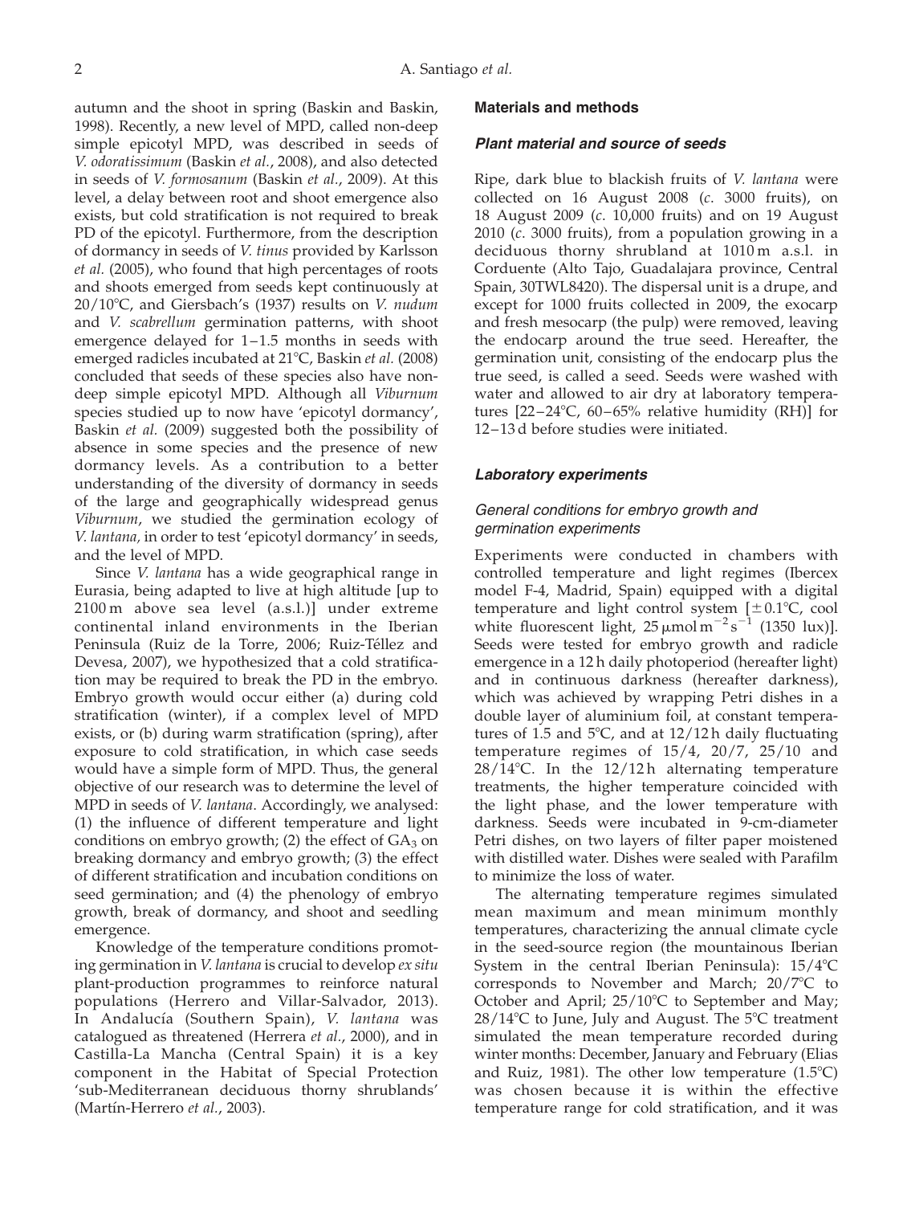autumn and the shoot in spring (Baskin and Baskin, 1998). Recently, a new level of MPD, called non-deep simple epicotyl MPD, was described in seeds of *V. odoratissimum* (Baskin *et al.*, 2008), and also detected in seeds of *V. formosanum* (Baskin *et al.*, 2009). At this level, a delay between root and shoot emergence also exists, but cold stratification is not required to break PD of the epicotyl. Furthermore, from the description of dormancy in seeds of *V. tinus* provided by Karlsson *et al.* (2005), who found that high percentages of roots and shoots emerged from seeds kept continuously at 20/10°C, and Giersbach's (1937) results on *V. nudum* and *V. scabrellum* germination patterns, with shoot emergence delayed for 1–1.5 months in seeds with emerged radicles incubated at 21°C, Baskin *et al.* (2008) concluded that seeds of these species also have non-deep simple epicotyl MPD. Although all *Viburnum* species studied up to now have 'epicotyl dormancy', Baskin *et al.* (2009) suggested both the possibility of absence in some species and the presence of new dormancy levels. As a contribution to a better understanding of the diversity of dormancy in seeds of the large and geographically widespread genus *Viburnum*, we studied the germination ecology of *V. lantana,* in order to test 'epicotyl dormancy' in seeds, and the level of MPD.

Since *V. lantana* has a wide geographical range in Eurasia, being adapted to live at high altitude [up to 2100 m above sea level (a.s.l.)] under extreme continental inland environments in the Iberian Peninsula (Ruiz de la Torre, 2006; Ruiz-Téllez and Devesa, 2007), we hypothesized that a cold stratification may be required to break the PD in the embryo. Embryo growth would occur either (a) during cold stratification (winter), if a complex level of MPD exists, or (b) during warm stratification (spring), after exposure to cold stratification, in which case seeds would have a simple form of MPD. Thus, the general objective of our research was to determine the level of MPD in seeds of *V. lantana*. Accordingly, we analysed: (1) the influence of different temperature and light conditions on embryo growth; (2) the effect of $GA_3$ on breaking dormancy and embryo growth; (3) the effect of different stratification and incubation conditions on seed germination; and (4) the phenology of embryo growth, break of dormancy, and shoot and seedling emergence.

Knowledge of the temperature conditions promoting germination in *V. lantana* is crucial to develop *ex situ* plant-production programmes to reinforce natural populations (Herrero and Villar-Salvador, 2013). In Andalucía (Southern Spain), *V. lantana* was catalogued as threatened (Herrera *et al.*, 2000), and in Castilla-La Mancha (Central Spain) it is a key component in the Habitat of Special Protection 'sub-Mediterranean deciduous thorny shrublands' (Martín-Herrero *et al.*, 2003).

## Materials and methods

### *Plant material and source of seeds*

Ripe, dark blue to blackish fruits of *V. lantana* were collected on 16 August 2008 (*c.* 3000 fruits), on 18 August 2009 (*c.* 10,000 fruits) and on 19 August 2010 (*c.* 3000 fruits), from a population growing in a deciduous thorny shrubland at 1010 m a.s.l. in Corduente (Alto Tajo, Guadalajara province, Central Spain, 30TWL8420). The dispersal unit is a drupe, and except for 1000 fruits collected in 2009, the exocarp and fresh mesocarp (the pulp) were removed, leaving the endocarp around the true seed. Hereafter, the germination unit, consisting of the endocarp plus the true seed, is called a seed. Seeds were washed with water and allowed to air dry at laboratory temperatures [22–24°C, 60–65% relative humidity (RH)] for 12–13 d before studies were initiated.

### *Laboratory experiments*

#### *General conditions for embryo growth and germination experiments*

Experiments were conducted in chambers with controlled temperature and light regimes (Ibercex model F-4, Madrid, Spain) equipped with a digital temperature and light control system [±0.1°C, cool white fluorescent light, 25 μmol $m^{-2} s^{-1}$ (1350 lux)]. Seeds were tested for embryo growth and radicle emergence in a 12 h daily photoperiod (hereafter light) and in continuous darkness (hereafter darkness), which was achieved by wrapping Petri dishes in a double layer of aluminium foil, at constant temperatures of 1.5 and 5°C, and at 12/12 h daily fluctuating temperature regimes of 15/4, 20/7, 25/10 and 28/14°C. In the 12/12 h alternating temperature treatments, the higher temperature coincided with the light phase, and the lower temperature with darkness. Seeds were incubated in 9-cm-diameter Petri dishes, on two layers of filter paper moistened with distilled water. Dishes were sealed with Parafilm to minimize the loss of water.

The alternating temperature regimes simulated mean maximum and mean minimum monthly temperatures, characterizing the annual climate cycle in the seed-source region (the mountainous Iberian System in the central Iberian Peninsula): 15/4°C corresponds to November and March; 20/7°C to October and April; 25/10°C to September and May; 28/14°C to June, July and August. The 5°C treatment simulated the mean temperature recorded during winter months: December, January and February (Elias and Ruiz, 1981). The other low temperature (1.5°C) was chosen because it is within the effective temperature range for cold stratification, and it was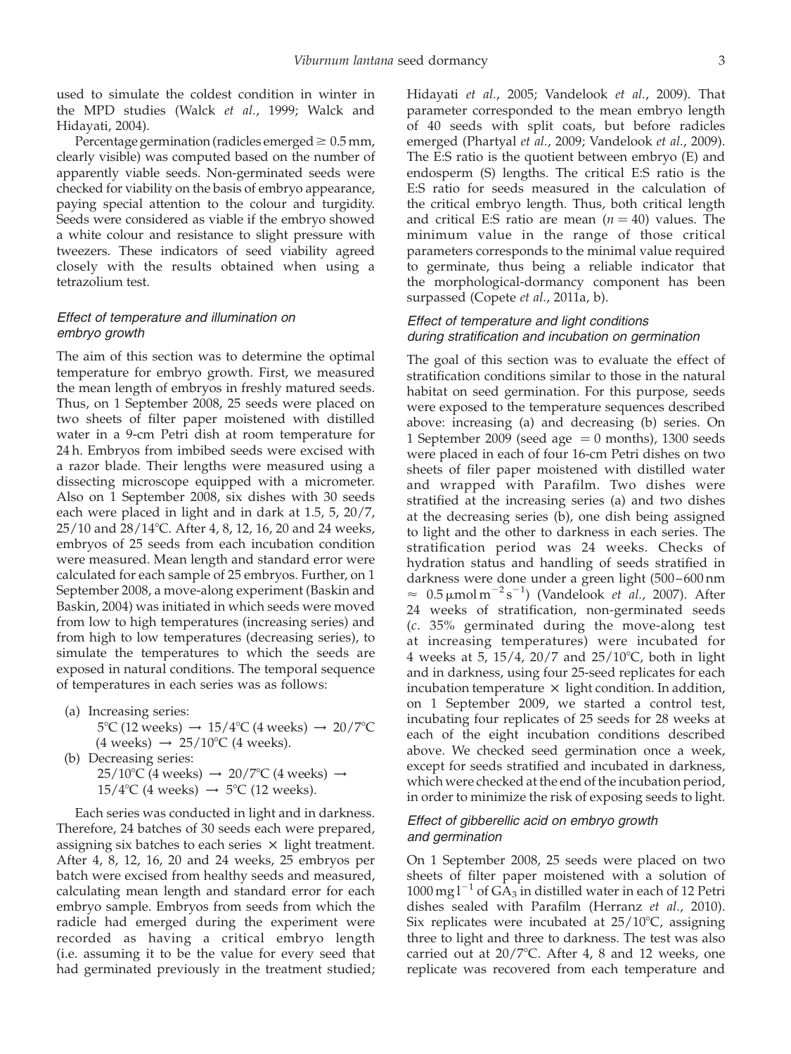used to simulate the coldest condition in winter in the MPD studies (Walck *et al.*, 1999; Walck and Hidayati, 2004).

Percentage germination (radicles emerged ≥ 0.5 mm, clearly visible) was computed based on the number of apparently viable seeds. Non-germinated seeds were checked for viability on the basis of embryo appearance, paying special attention to the colour and turgidity. Seeds were considered as viable if the embryo showed a white colour and resistance to slight pressure with tweezers. These indicators of seed viability agreed closely with the results obtained when using a tetrazolium test.

### *Effect of temperature and illumination on embryo growth*

The aim of this section was to determine the optimal temperature for embryo growth. First, we measured the mean length of embryos in freshly matured seeds. Thus, on 1 September 2008, 25 seeds were placed on two sheets of filter paper moistened with distilled water in a 9-cm Petri dish at room temperature for 24 h. Embryos from imbibed seeds were excised with a razor blade. Their lengths were measured using a dissecting microscope equipped with a micrometer. Also on 1 September 2008, six dishes with 30 seeds each were placed in light and in dark at 1.5, 5, 20/7, 25/10 and 28/14°C. After 4, 8, 12, 16, 20 and 24 weeks, embryos of 25 seeds from each incubation condition were measured. Mean length and standard error were calculated for each sample of 25 embryos. Further, on 1 September 2008, a move-along experiment (Baskin and Baskin, 2004) was initiated in which seeds were moved from low to high temperatures (increasing series) and from high to low temperatures (decreasing series), to simulate the temperatures to which the seeds are exposed in natural conditions. The temporal sequence of temperatures in each series was as follows:

(a) Increasing series:
5°C (12 weeks) → 15/4°C (4 weeks) → 20/7°C (4 weeks) → 25/10°C (4 weeks).

(b) Decreasing series:
25/10°C (4 weeks) → 20/7°C (4 weeks) → 15/4°C (4 weeks) → 5°C (12 weeks).

Each series was conducted in light and in darkness. Therefore, 24 batches of 30 seeds each were prepared, assigning six batches to each series × light treatment. After 4, 8, 12, 16, 20 and 24 weeks, 25 embryos per batch were excised from healthy seeds and measured, calculating mean length and standard error for each embryo sample. Embryos from seeds from which the radicle had emerged during the experiment were recorded as having a critical embryo length (i.e. assuming it to be the value for every seed that had germinated previously in the treatment studied; Hidayati *et al.*, 2005; Vandelook *et al.*, 2009). That parameter corresponded to the mean embryo length of 40 seeds with split coats, but before radicles emerged (Phartyal *et al.*, 2009; Vandelook *et al.*, 2009). The E:S ratio is the quotient between embryo (E) and endosperm (S) lengths. The critical E:S ratio is the E:S ratio for seeds measured in the calculation of the critical embryo length. Thus, both critical length and critical E:S ratio are mean ($n = 40$) values. The minimum value in the range of those critical parameters corresponds to the minimal value required to germinate, thus being a reliable indicator that the morphological-dormancy component has been surpassed (Copete *et al.*, 2011a, b).

### *Effect of temperature and light conditions during stratification and incubation on germination*

The goal of this section was to evaluate the effect of stratification conditions similar to those in the natural habitat on seed germination. For this purpose, seeds were exposed to the temperature sequences described above: increasing (a) and decreasing (b) series. On 1 September 2009 (seed age = 0 months), 1300 seeds were placed in each of four 16-cm Petri dishes on two sheets of filer paper moistened with distilled water and wrapped with Parafilm. Two dishes were stratified at the increasing series (a) and two dishes at the decreasing series (b), one dish being assigned to light and the other to darkness in each series. The stratification period was 24 weeks. Checks of hydration status and handling of seeds stratified in darkness were done under a green light (500–600 nm ≈ 0.5 μmol $m^{-2}s^{-1}$) (Vandelook *et al.*, 2007). After 24 weeks of stratification, non-germinated seeds (*c.* 35% germinated during the move-along test at increasing temperatures) were incubated for 4 weeks at 5, 15/4, 20/7 and 25/10°C, both in light and in darkness, using four 25-seed replicates for each incubation temperature × light condition. In addition, on 1 September 2009, we started a control test, incubating four replicates of 25 seeds for 28 weeks at each of the eight incubation conditions described above. We checked seed germination once a week, except for seeds stratified and incubated in darkness, which were checked at the end of the incubation period, in order to minimize the risk of exposing seeds to light.

### *Effect of gibberellic acid on embryo growth and germination*

On 1 September 2008, 25 seeds were placed on two sheets of filter paper moistened with a solution of 1000 mg $l^{-1}$ of $GA_3$ in distilled water in each of 12 Petri dishes sealed with Parafilm (Herranz *et al.*, 2010). Six replicates were incubated at 25/10°C, assigning three to light and three to darkness. The test was also carried out at 20/7°C. After 4, 8 and 12 weeks, one replicate was recovered from each temperature and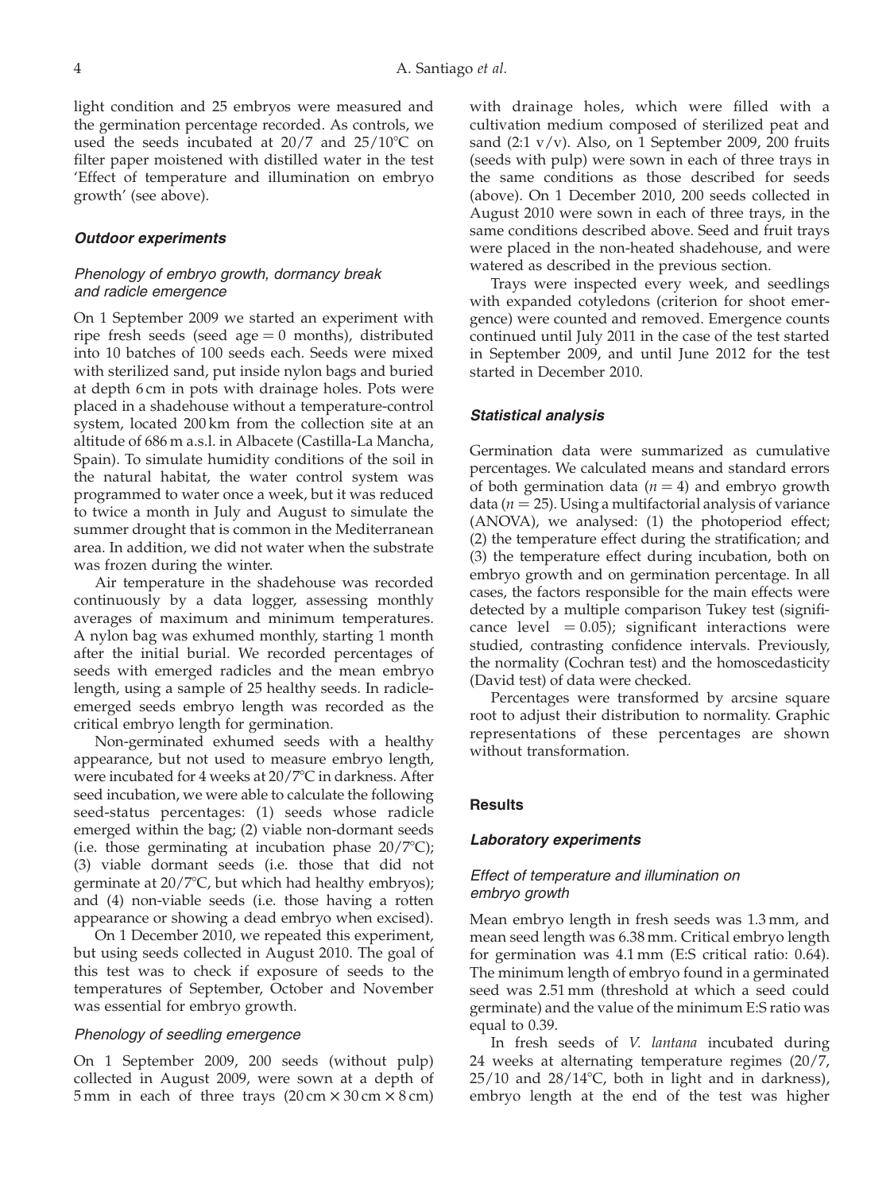light condition and 25 embryos were measured and the germination percentage recorded. As controls, we used the seeds incubated at 20/7 and 25/10°C on filter paper moistened with distilled water in the test 'Effect of temperature and illumination on embryo growth' (see above).

### Outdoor experiments

#### Phenology of embryo growth, dormancy break and radicle emergence

On 1 September 2009 we started an experiment with ripe fresh seeds (seed age = 0 months), distributed into 10 batches of 100 seeds each. Seeds were mixed with sterilized sand, put inside nylon bags and buried at depth 6 cm in pots with drainage holes. Pots were placed in a shadehouse without a temperature-control system, located 200 km from the collection site at an altitude of 686 m a.s.l. in Albacete (Castilla-La Mancha, Spain). To simulate humidity conditions of the soil in the natural habitat, the water control system was programmed to water once a week, but it was reduced to twice a month in July and August to simulate the summer drought that is common in the Mediterranean area. In addition, we did not water when the substrate was frozen during the winter.

Air temperature in the shadehouse was recorded continuously by a data logger, assessing monthly averages of maximum and minimum temperatures. A nylon bag was exhumed monthly, starting 1 month after the initial burial. We recorded percentages of seeds with emerged radicles and the mean embryo length, using a sample of 25 healthy seeds. In radicle-emerged seeds embryo length was recorded as the critical embryo length for germination.

Non-germinated exhumed seeds with a healthy appearance, but not used to measure embryo length, were incubated for 4 weeks at 20/7°C in darkness. After seed incubation, we were able to calculate the following seed-status percentages: (1) seeds whose radicle emerged within the bag; (2) viable non-dormant seeds (i.e. those germinating at incubation phase 20/7°C); (3) viable dormant seeds (i.e. those that did not germinate at 20/7°C, but which had healthy embryos); and (4) non-viable seeds (i.e. those having a rotten appearance or showing a dead embryo when excised).

On 1 December 2010, we repeated this experiment, but using seeds collected in August 2010. The goal of this test was to check if exposure of seeds to the temperatures of September, October and November was essential for embryo growth.

#### Phenology of seedling emergence

On 1 September 2009, 200 seeds (without pulp) collected in August 2009, were sown at a depth of 5 mm in each of three trays (20 cm × 30 cm × 8 cm) with drainage holes, which were filled with a cultivation medium composed of sterilized peat and sand (2:1 v/v). Also, on 1 September 2009, 200 fruits (seeds with pulp) were sown in each of three trays in the same conditions as those described for seeds (above). On 1 December 2010, 200 seeds collected in August 2010 were sown in each of three trays, in the same conditions described above. Seed and fruit trays were placed in the non-heated shadehouse, and were watered as described in the previous section.

Trays were inspected every week, and seedlings with expanded cotyledons (criterion for shoot emergence) were counted and removed. Emergence counts continued until July 2011 in the case of the test started in September 2009, and until June 2012 for the test started in December 2010.

### Statistical analysis

Germination data were summarized as cumulative percentages. We calculated means and standard errors of both germination data ($n = 4$) and embryo growth data ($n = 25$). Using a multifactorial analysis of variance (ANOVA), we analysed: (1) the photoperiod effect; (2) the temperature effect during the stratification; and (3) the temperature effect during incubation, both on embryo growth and on germination percentage. In all cases, the factors responsible for the main effects were detected by a multiple comparison Tukey test (significance level = 0.05); significant interactions were studied, contrasting confidence intervals. Previously, the normality (Cochran test) and the homoscedasticity (David test) of data were checked.

Percentages were transformed by arcsine square root to adjust their distribution to normality. Graphic representations of these percentages are shown without transformation.

## Results

### Laboratory experiments

#### Effect of temperature and illumination on embryo growth

Mean embryo length in fresh seeds was 1.3 mm, and mean seed length was 6.38 mm. Critical embryo length for germination was 4.1 mm (E:S critical ratio: 0.64). The minimum length of embryo found in a germinated seed was 2.51 mm (threshold at which a seed could germinate) and the value of the minimum E:S ratio was equal to 0.39.

In fresh seeds of *V. lantana* incubated during 24 weeks at alternating temperature regimes (20/7, 25/10 and 28/14°C, both in light and in darkness), embryo length at the end of the test was higher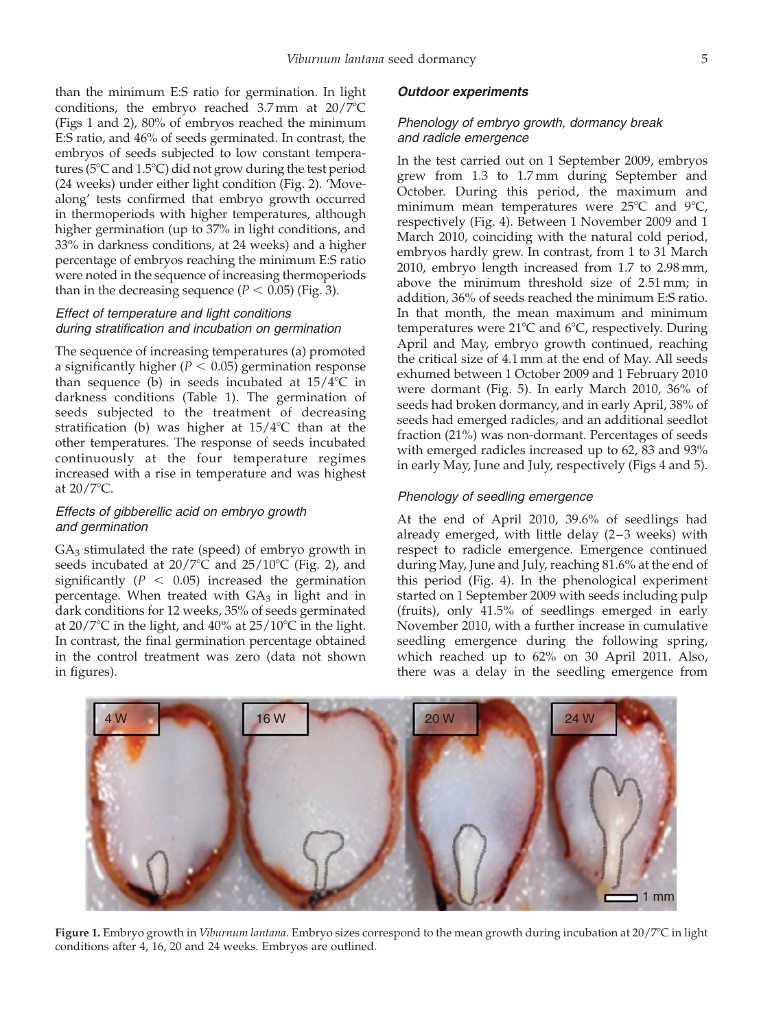than the minimum E:S ratio for germination. In light conditions, the embryo reached 3.7 mm at 20/7°C (Figs 1 and 2), 80% of embryos reached the minimum E:S ratio, and 46% of seeds germinated. In contrast, the embryos of seeds subjected to low constant temperatures (5°C and 1.5°C) did not grow during the test period (24 weeks) under either light condition (Fig. 2). 'Move-along' tests confirmed that embryo growth occurred in thermoperiods with higher temperatures, although higher germination (up to 37% in light conditions, and 33% in darkness conditions, at 24 weeks) and a higher percentage of embryos reaching the minimum E:S ratio were noted in the sequence of increasing thermoperiods than in the decreasing sequence ($P < 0.05$) (Fig. 3).

### *Effect of temperature and light conditions during stratification and incubation on germination*

The sequence of increasing temperatures (a) promoted a significantly higher ($P < 0.05$) germination response than sequence (b) in seeds incubated at 15/4°C in darkness conditions (Table 1). The germination of seeds subjected to the treatment of decreasing stratification (b) was higher at 15/4°C than at the other temperatures. The response of seeds incubated continuously at the four temperature regimes increased with a rise in temperature and was highest at 20/7°C.

### *Effects of gibberellic acid on embryo growth and germination*

$GA_3$ stimulated the rate (speed) of embryo growth in seeds incubated at 20/7°C and 25/10°C (Fig. 2), and significantly ($P < 0.05$) increased the germination percentage. When treated with $GA_3$ in light and in dark conditions for 12 weeks, 35% of seeds germinated at 20/7°C in the light, and 40% at 25/10°C in the light. In contrast, the final germination percentage obtained in the control treatment was zero (data not shown in figures).

## *Outdoor experiments*

### *Phenology of embryo growth, dormancy break and radicle emergence*

In the test carried out on 1 September 2009, embryos grew from 1.3 to 1.7 mm during September and October. During this period, the maximum and minimum mean temperatures were 25°C and 9°C, respectively (Fig. 4). Between 1 November 2009 and 1 March 2010, coinciding with the natural cold period, embryos hardly grew. In contrast, from 1 to 31 March 2010, embryo length increased from 1.7 to 2.98 mm, above the minimum threshold size of 2.51 mm; in addition, 36% of seeds reached the minimum E:S ratio. In that month, the mean maximum and minimum temperatures were 21°C and 6°C, respectively. During April and May, embryo growth continued, reaching the critical size of 4.1 mm at the end of May. All seeds exhumed between 1 October 2009 and 1 February 2010 were dormant (Fig. 5). In early March 2010, 36% of seeds had broken dormancy, and in early April, 38% of seeds had emerged radicles, and an additional seedlot fraction (21%) was non-dormant. Percentages of seeds with emerged radicles increased up to 62, 83 and 93% in early May, June and July, respectively (Figs 4 and 5).

### *Phenology of seedling emergence*

At the end of April 2010, 39.6% of seedlings had already emerged, with little delay (2–3 weeks) with respect to radicle emergence. Emergence continued during May, June and July, reaching 81.6% at the end of this period (Fig. 4). In the phenological experiment started on 1 September 2009 with seeds including pulp (fruits), only 41.5% of seedlings emerged in early November 2010, with a further increase in cumulative seedling emergence during the following spring, which reached up to 62% on 30 April 2011. Also, there was a delay in the seedling emergence from

**Figure 1.** Embryo growth in *Viburnum lantana*. Embryo sizes correspond to the mean growth during incubation at 20/7°C in light conditions after 4, 16, 20 and 24 weeks. Embryos are outlined.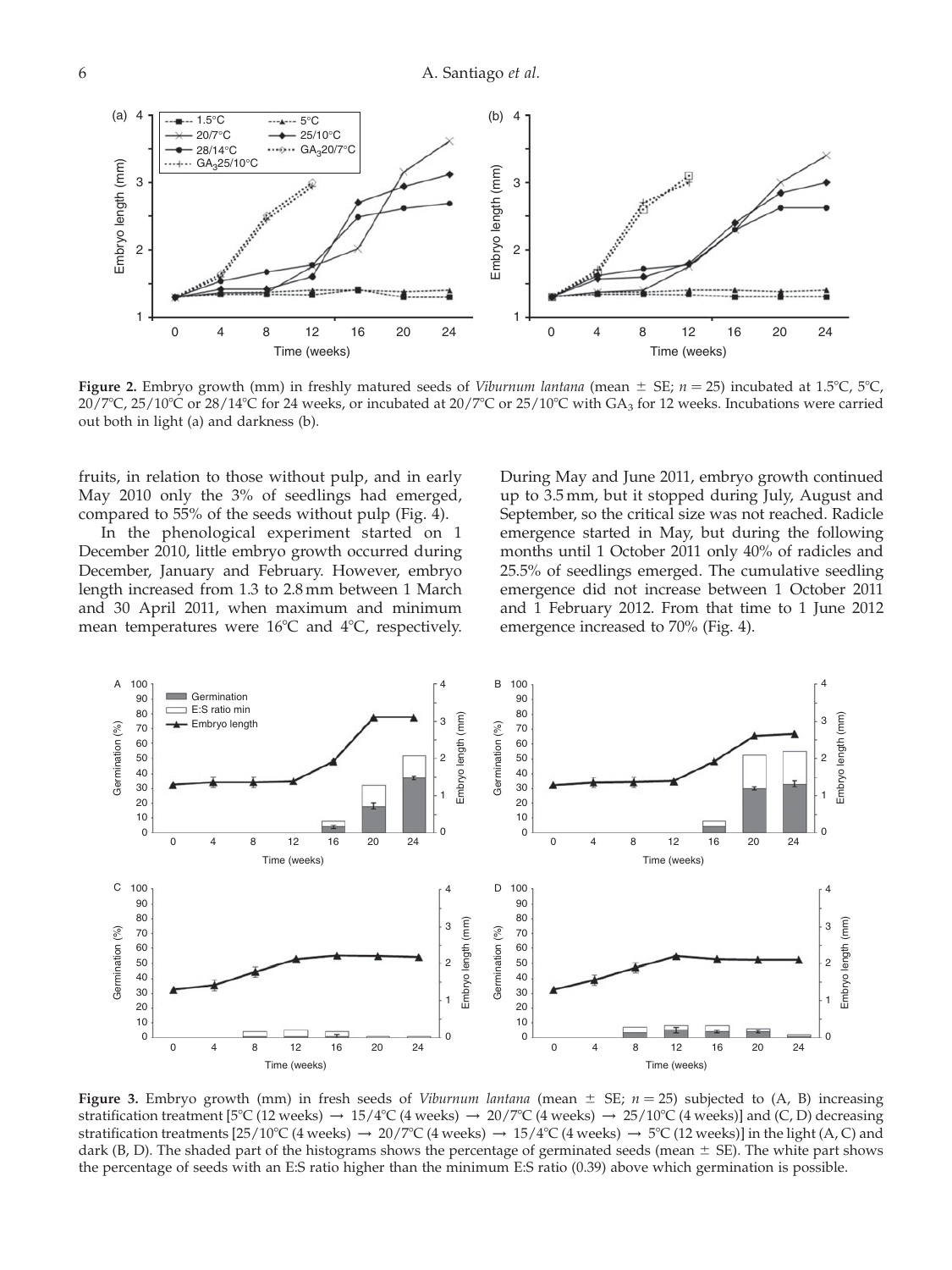**Figure 2.** Embryo growth (mm) in freshly matured seeds of *Viburnum lantana* (mean ± SE; $n = 25$) incubated at 1.5°C, 5°C, 20/7°C, 25/10°C or 28/14°C for 24 weeks, or incubated at 20/7°C or 25/10°C with $GA_3$ for 12 weeks. Incubations were carried out both in light (a) and darkness (b).

fruits, in relation to those without pulp, and in early May 2010 only the 3% of seedlings had emerged, compared to 55% of the seeds without pulp (Fig. 4).

In the phenological experiment started on 1 December 2010, little embryo growth occurred during December, January and February. However, embryo length increased from 1.3 to 2.8 mm between 1 March and 30 April 2011, when maximum and minimum mean temperatures were 16°C and 4°C, respectively. During May and June 2011, embryo growth continued up to 3.5 mm, but it stopped during July, August and September, so the critical size was not reached. Radicle emergence started in May, but during the following months until 1 October 2011 only 40% of radicles and 25.5% of seedlings emerged. The cumulative seedling emergence did not increase between 1 October 2011 and 1 February 2012. From that time to 1 June 2012 emergence increased to 70% (Fig. 4).

**Figure 3.** Embryo growth (mm) in fresh seeds of *Viburnum lantana* (mean ± SE; $n = 25$) subjected to (A, B) increasing stratification treatment [5°C (12 weeks) → 15/4°C (4 weeks) → 20/7°C (4 weeks) → 25/10°C (4 weeks)] and (C, D) decreasing stratification treatments [25/10°C (4 weeks) → 20/7°C (4 weeks) → 15/4°C (4 weeks) → 5°C (12 weeks)] in the light (A, C) and dark (B, D). The shaded part of the histograms shows the percentage of germinated seeds (mean ± SE). The white part shows the percentage of seeds with an E:S ratio higher than the minimum E:S ratio (0.39) above which germination is possible.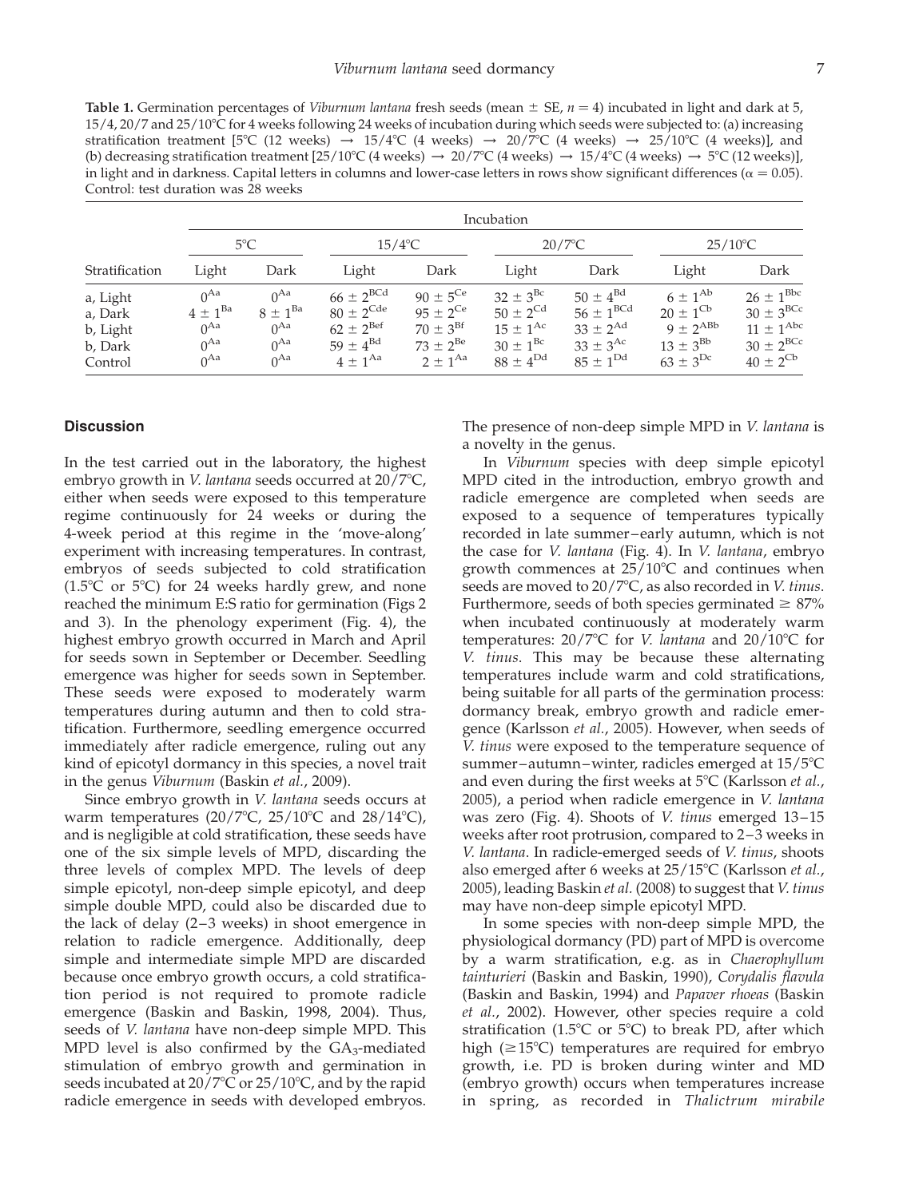**Table 1.** Germination percentages of *Viburnum lantana* fresh seeds (mean ± SE, $n = 4$) incubated in light and dark at 5, 15/4, 20/7 and 25/10°C for 4 weeks following 24 weeks of incubation during which seeds were subjected to: (a) increasing stratification treatment [5°C (12 weeks) → 15/4°C (4 weeks) → 20/7°C (4 weeks) → 25/10°C (4 weeks)], and (b) decreasing stratification treatment [25/10°C (4 weeks) → 20/7°C (4 weeks) → 15/4°C (4 weeks) → 5°C (12 weeks)], in light and in darkness. Capital letters in columns and lower-case letters in rows show significant differences ($\alpha = 0.05$). Control: test duration was 28 weeks

| | Incubation | | | | | | | |
|---|---|---|---|---|---|---|---|---|
| | 5°C | | 15/4°C | | 20/7°C | | 25/10°C | |
| Stratification | Light | Dark | Light | Dark | Light | Dark | Light | Dark |
| a, Light | $0^{Aa}$ | $0^{Aa}$ | $66 \pm 2^{BCd}$ | $90 \pm 5^{Ce}$ | $32 \pm 3^{Bc}$ | $50 \pm 4^{Bd}$ | $6 \pm 1^{Ab}$ | $26 \pm 1^{Bbc}$ |
| a, Dark | $4 \pm 1^{Ba}$ | $8 \pm 1^{Ba}$ | $80 \pm 2^{Cde}$ | $95 \pm 2^{Ce}$ | $50 \pm 2^{Cd}$ | $56 \pm 1^{BCd}$ | $20 \pm 1^{Cb}$ | $30 \pm 3^{BCc}$ |
| b, Light | $0^{Aa}$ | $0^{Aa}$ | $62 \pm 2^{Bef}$ | $70 \pm 3^{Bf}$ | $15 \pm 1^{Ac}$ | $33 \pm 2^{Ad}$ | $9 \pm 2^{ABb}$ | $11 \pm 1^{Abc}$ |
| b, Dark | $0^{Aa}$ | $0^{Aa}$ | $59 \pm 4^{Bd}$ | $73 \pm 2^{Be}$ | $30 \pm 1^{Bc}$ | $33 \pm 3^{Ac}$ | $13 \pm 3^{Bb}$ | $30 \pm 2^{BCc}$ |
| Control | $0^{Aa}$ | $0^{Aa}$ | $4 \pm 1^{Aa}$ | $2 \pm 1^{Aa}$ | $88 \pm 4^{Dd}$ | $85 \pm 1^{Dd}$ | $63 \pm 3^{Dc}$ | $40 \pm 2^{Cb}$ |

## Discussion

In the test carried out in the laboratory, the highest embryo growth in *V. lantana* seeds occurred at 20/7°C, either when seeds were exposed to this temperature regime continuously for 24 weeks or during the 4-week period at this regime in the 'move-along' experiment with increasing temperatures. In contrast, embryos of seeds subjected to cold stratification (1.5°C or 5°C) for 24 weeks hardly grew, and none reached the minimum E:S ratio for germination (Figs 2 and 3). In the phenology experiment (Fig. 4), the highest embryo growth occurred in March and April for seeds sown in September or December. Seedling emergence was higher for seeds sown in September. These seeds were exposed to moderately warm temperatures during autumn and then to cold stratification. Furthermore, seedling emergence occurred immediately after radicle emergence, ruling out any kind of epicotyl dormancy in this species, a novel trait in the genus *Viburnum* (Baskin *et al.*, 2009).

Since embryo growth in *V. lantana* seeds occurs at warm temperatures (20/7°C, 25/10°C and 28/14°C), and is negligible at cold stratification, these seeds have one of the six simple levels of MPD, discarding the three levels of complex MPD. The levels of deep simple epicotyl, non-deep simple epicotyl, and deep simple double MPD, could also be discarded due to the lack of delay (2–3 weeks) in shoot emergence in relation to radicle emergence. Additionally, deep simple and intermediate simple MPD are discarded because once embryo growth occurs, a cold stratification period is not required to promote radicle emergence (Baskin and Baskin, 1998, 2004). Thus, seeds of *V. lantana* have non-deep simple MPD. This MPD level is also confirmed by the $GA_3$-mediated stimulation of embryo growth and germination in seeds incubated at 20/7°C or 25/10°C, and by the rapid radicle emergence in seeds with developed embryos. The presence of non-deep simple MPD in *V. lantana* is a novelty in the genus.

In *Viburnum* species with deep simple epicotyl MPD cited in the introduction, embryo growth and radicle emergence are completed when seeds are exposed to a sequence of temperatures typically recorded in late summer–early autumn, which is not the case for *V. lantana* (Fig. 4). In *V. lantana*, embryo growth commences at 25/10°C and continues when seeds are moved to 20/7°C, as also recorded in *V. tinus*. Furthermore, seeds of both species germinated ≥ 87% when incubated continuously at moderately warm temperatures: 20/7°C for *V. lantana* and 20/10°C for *V. tinus*. This may be because these alternating temperatures include warm and cold stratifications, being suitable for all parts of the germination process: dormancy break, embryo growth and radicle emergence (Karlsson *et al.*, 2005). However, when seeds of *V. tinus* were exposed to the temperature sequence of summer–autumn–winter, radicles emerged at 15/5°C and even during the first weeks at 5°C (Karlsson *et al.*, 2005), a period when radicle emergence in *V. lantana* was zero (Fig. 4). Shoots of *V. tinus* emerged 13–15 weeks after root protrusion, compared to 2–3 weeks in *V. lantana*. In radicle-emerged seeds of *V. tinus*, shoots also emerged after 6 weeks at 25/15°C (Karlsson *et al.*, 2005), leading Baskin *et al.* (2008) to suggest that *V. tinus* may have non-deep simple epicotyl MPD.

In some species with non-deep simple MPD, the physiological dormancy (PD) part of MPD is overcome by a warm stratification, e.g. as in *Chaerophyllum tainturieri* (Baskin and Baskin, 1990), *Corydalis flavula* (Baskin and Baskin, 1994) and *Papaver rhoeas* (Baskin *et al.*, 2002). However, other species require a cold stratification (1.5°C or 5°C) to break PD, after which high (≥15°C) temperatures are required for embryo growth, i.e. PD is broken during winter and MD (embryo growth) occurs when temperatures increase in spring, as recorded in *Thalictrum mirabile*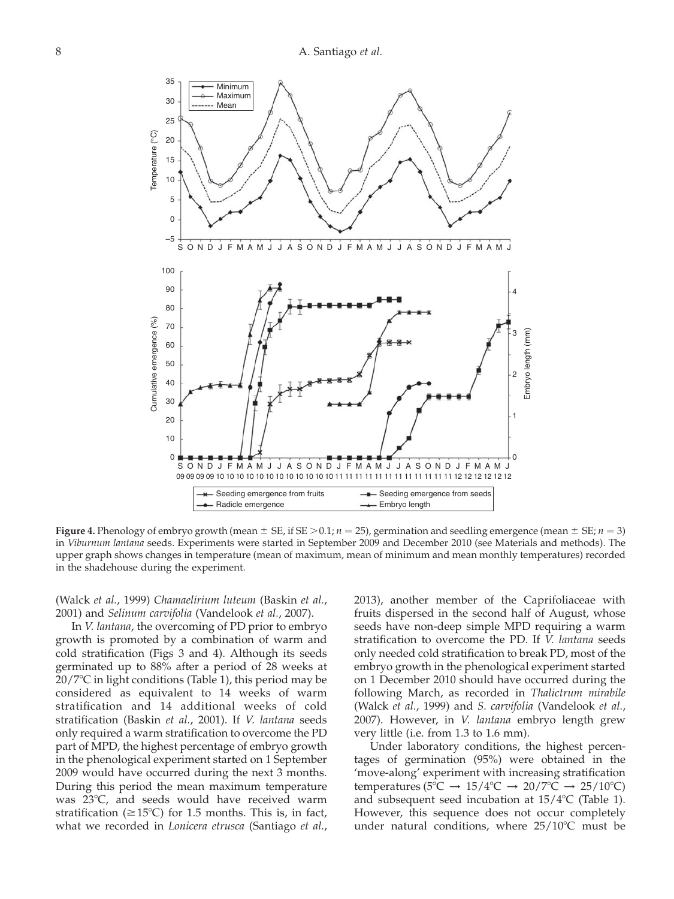**Figure 4.** Phenology of embryo growth (mean ± SE, if SE > 0.1; $n = 25$), germination and seedling emergence (mean ± SE; $n = 3$) in *Viburnum lantana* seeds. Experiments were started in September 2009 and December 2010 (see Materials and methods). The upper graph shows changes in temperature (mean of maximum, mean of minimum and mean monthly temperatures) recorded in the shadehouse during the experiment.

(Walck *et al.*, 1999) *Chamaelirium luteum* (Baskin *et al.*, 2001) and *Selinum carvifolia* (Vandelook *et al.*, 2007).

In *V. lantana*, the overcoming of PD prior to embryo growth is promoted by a combination of warm and cold stratification (Figs 3 and 4). Although its seeds germinated up to 88% after a period of 28 weeks at 20/7°C in light conditions (Table 1), this period may be considered as equivalent to 14 weeks of warm stratification and 14 additional weeks of cold stratification (Baskin *et al.*, 2001). If *V. lantana* seeds only required a warm stratification to overcome the PD part of MPD, the highest percentage of embryo growth in the phenological experiment started on 1 September 2009 would have occurred during the next 3 months. During this period the mean maximum temperature was 23°C, and seeds would have received warm stratification (≥15°C) for 1.5 months. This is, in fact, what we recorded in *Lonicera etrusca* (Santiago *et al.*, 2013), another member of the Caprifoliaceae with fruits dispersed in the second half of August, whose seeds have non-deep simple MPD requiring a warm stratification to overcome the PD. If *V. lantana* seeds only needed cold stratification to break PD, most of the embryo growth in the phenological experiment started on 1 December 2010 should have occurred during the following March, as recorded in *Thalictrum mirabile* (Walck *et al.*, 1999) and *S. carvifolia* (Vandelook *et al.*, 2007). However, in *V. lantana* embryo length grew very little (i.e. from 1.3 to 1.6 mm).

Under laboratory conditions, the highest percentages of germination (95%) were obtained in the 'move-along' experiment with increasing stratification temperatures (5°C → 15/4°C → 20/7°C → 25/10°C) and subsequent seed incubation at 15/4°C (Table 1). However, this sequence does not occur completely under natural conditions, where 25/10°C must be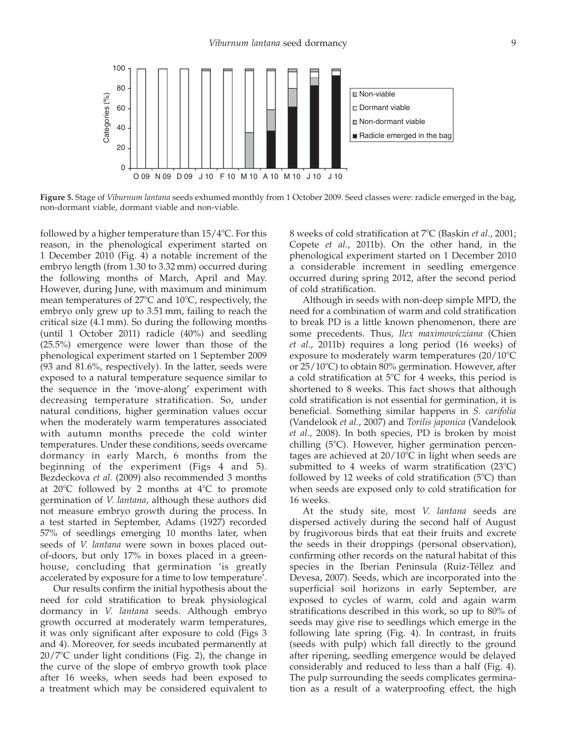**Figure 5.** Stage of *Viburnum lantana* seeds exhumed monthly from 1 October 2009. Seed classes were: radicle emerged in the bag, non-dormant viable, dormant viable and non-viable.

followed by a higher temperature than 15/4°C. For this reason, in the phenological experiment started on 1 December 2010 (Fig. 4) a notable increment of the embryo length (from 1.30 to 3.32 mm) occurred during the following months of March, April and May. However, during June, with maximum and minimum mean temperatures of 27°C and 10°C, respectively, the embryo only grew up to 3.51 mm, failing to reach the critical size (4.1 mm). So during the following months (until 1 October 2011) radicle (40%) and seedling (25.5%) emergence were lower than those of the phenological experiment started on 1 September 2009 (93 and 81.6%, respectively). In the latter, seeds were exposed to a natural temperature sequence similar to the sequence in the 'move-along' experiment with decreasing temperature stratification. So, under natural conditions, higher germination values occur when the moderately warm temperatures associated with autumn months precede the cold winter temperatures. Under these conditions, seeds overcame dormancy in early March, 6 months from the beginning of the experiment (Figs 4 and 5). Bezdeckova *et al.* (2009) also recommended 3 months at 20°C followed by 2 months at 4°C to promote germination of *V. lantana*, although these authors did not measure embryo growth during the process. In a test started in September, Adams (1927) recorded 57% of seedlings emerging 10 months later, when seeds of *V. lantana* were sown in boxes placed out-of-doors, but only 17% in boxes placed in a greenhouse, concluding that germination 'is greatly accelerated by exposure for a time to low temperature'.

Our results confirm the initial hypothesis about the need for cold stratification to break physiological dormancy in *V. lantana* seeds. Although embryo growth occurred at moderately warm temperatures, it was only significant after exposure to cold (Figs 3 and 4). Moreover, for seeds incubated permanently at 20/7°C under light conditions (Fig. 2), the change in the curve of the slope of embryo growth took place after 16 weeks, when seeds had been exposed to a treatment which may be considered equivalent to 8 weeks of cold stratification at 7°C (Baskin *et al.*, 2001; Copete *et al.*, 2011b). On the other hand, in the phenological experiment started on 1 December 2010 a considerable increment in seedling emergence occurred during spring 2012, after the second period of cold stratification.

Although in seeds with non-deep simple MPD, the need for a combination of warm and cold stratification to break PD is a little known phenomenon, there are some precedents. Thus, *Ilex maximowicziana* (Chien *et al.*, 2011b) requires a long period (16 weeks) of exposure to moderately warm temperatures (20/10°C or 25/10°C) to obtain 80% germination. However, after a cold stratification at 5°C for 4 weeks, this period is shortened to 8 weeks. This fact shows that although cold stratification is not essential for germination, it is beneficial. Something similar happens in *S. carifolia* (Vandelook *et al.*, 2007) and *Torilis japonica* (Vandelook *et al.*, 2008). In both species, PD is broken by moist chilling (5°C). However, higher germination percentages are achieved at 20/10°C in light when seeds are submitted to 4 weeks of warm stratification (23°C) followed by 12 weeks of cold stratification (5°C) than when seeds are exposed only to cold stratification for 16 weeks.

At the study site, most *V. lantana* seeds are dispersed actively during the second half of August by frugivorous birds that eat their fruits and excrete the seeds in their droppings (personal observation), confirming other records on the natural habitat of this species in the Iberian Peninsula (Ruiz-Téllez and Devesa, 2007). Seeds, which are incorporated into the superficial soil horizons in early September, are exposed to cycles of warm, cold and again warm stratifications described in this work, so up to 80% of seeds may give rise to seedlings which emerge in the following late spring (Fig. 4). In contrast, in fruits (seeds with pulp) which fall directly to the ground after ripening, seedling emergence would be delayed considerably and reduced to less than a half (Fig. 4). The pulp surrounding the seeds complicates germination as a result of a waterproofing effect, the high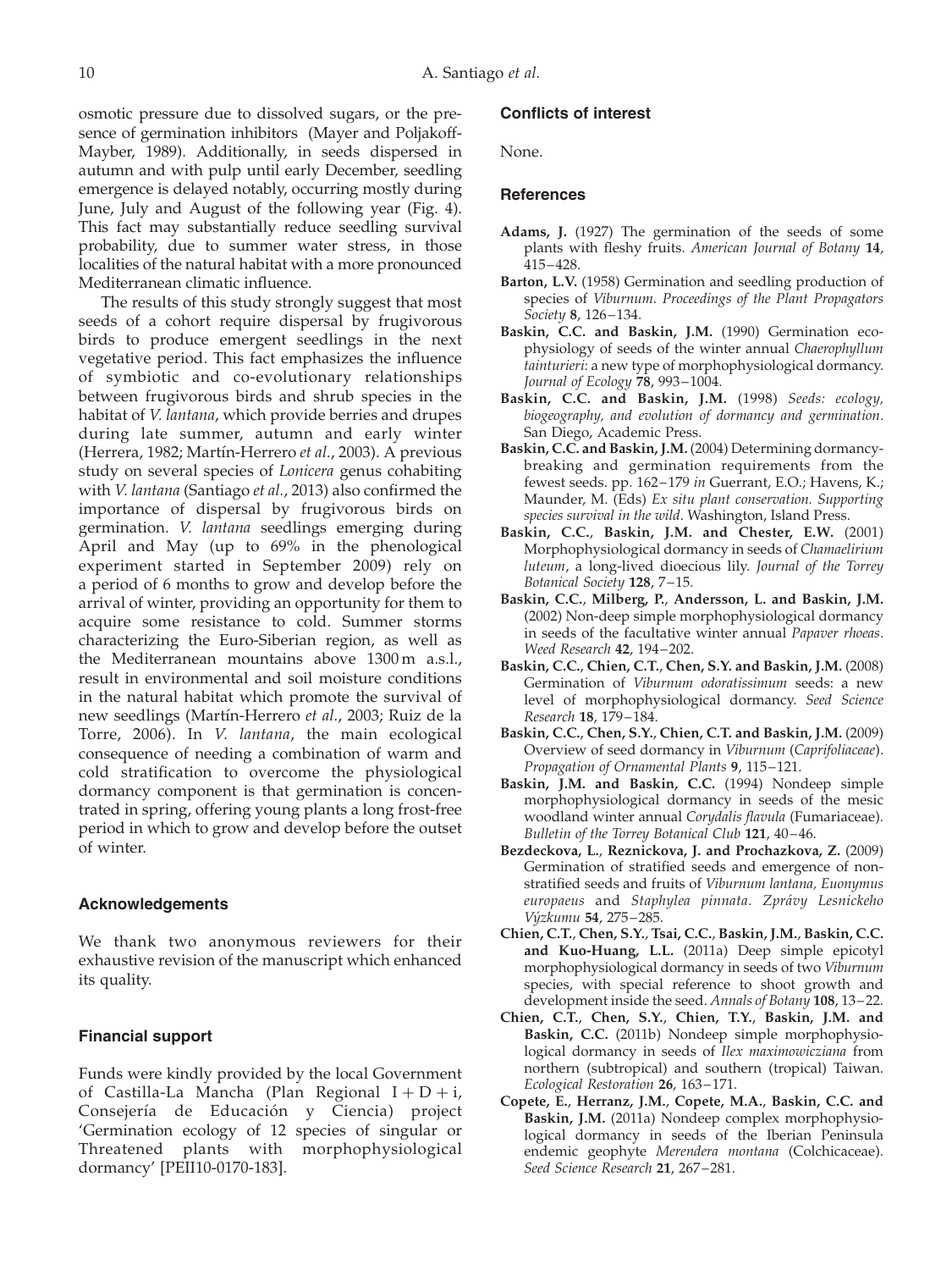osmotic pressure due to dissolved sugars, or the presence of germination inhibitors (Mayer and Poljakoff-Mayber, 1989). Additionally, in seeds dispersed in autumn and with pulp until early December, seedling emergence is delayed notably, occurring mostly during June, July and August of the following year (Fig. 4). This fact may substantially reduce seedling survival probability, due to summer water stress, in those localities of the natural habitat with a more pronounced Mediterranean climatic influence.

The results of this study strongly suggest that most seeds of a cohort require dispersal by frugivorous birds to produce emergent seedlings in the next vegetative period. This fact emphasizes the influence of symbiotic and co-evolutionary relationships between frugivorous birds and shrub species in the habitat of *V. lantana*, which provide berries and drupes during late summer, autumn and early winter (Herrera, 1982; Martín-Herrero *et al.*, 2003). A previous study on several species of *Lonicera* genus cohabiting with *V. lantana* (Santiago *et al.*, 2013) also confirmed the importance of dispersal by frugivorous birds on germination. *V. lantana* seedlings emerging during April and May (up to 69% in the phenological experiment started in September 2009) rely on a period of 6 months to grow and develop before the arrival of winter, providing an opportunity for them to acquire some resistance to cold. Summer storms characterizing the Euro-Siberian region, as well as the Mediterranean mountains above 1300 m a.s.l., result in environmental and soil moisture conditions in the natural habitat which promote the survival of new seedlings (Martín-Herrero *et al.*, 2003; Ruiz de la Torre, 2006). In *V. lantana*, the main ecological consequence of needing a combination of warm and cold stratification to overcome the physiological dormancy component is that germination is concentrated in spring, offering young plants a long frost-free period in which to grow and develop before the outset of winter.

## Acknowledgements

We thank two anonymous reviewers for their exhaustive revision of the manuscript which enhanced its quality.

## Financial support

Funds were kindly provided by the local Government of Castilla-La Mancha (Plan Regional I + D + i, Consejería de Educación y Ciencia) project 'Germination ecology of 12 species of singular or Threatened plants with morphophysiological dormancy' [PEII10-0170-183].

## Conflicts of interest

None.

## References

**Adams, J.** (1927) The germination of the seeds of some plants with fleshy fruits. *American Journal of Botany* **14**, 415–428.

**Barton, L.V.** (1958) Germination and seedling production of species of *Viburnum*. *Proceedings of the Plant Propagators Society* **8**, 126–134.

**Baskin, C.C. and Baskin, J.M.** (1990) Germination ecophysiology of seeds of the winter annual *Chaerophyllum tainturieri*: a new type of morphophysiological dormancy. *Journal of Ecology* **78**, 993–1004.

**Baskin, C.C. and Baskin, J.M.** (1998) *Seeds: ecology, biogeography, and evolution of dormancy and germination*. San Diego, Academic Press.

**Baskin, C.C. and Baskin, J.M.** (2004) Determining dormancy-breaking and germination requirements from the fewest seeds. pp. 162–179 *in* Guerrant, E.O.; Havens, K.; Maunder, M. (Eds) *Ex situ plant conservation. Supporting species survival in the wild*. Washington, Island Press.

**Baskin, C.C., Baskin, J.M. and Chester, E.W.** (2001) Morphophysiological dormancy in seeds of *Chamaelirium luteum*, a long-lived dioecious lily. *Journal of the Torrey Botanical Society* **128**, 7–15.

**Baskin, C.C., Milberg, P., Andersson, L. and Baskin, J.M.** (2002) Non-deep simple morphophysiological dormancy in seeds of the facultative winter annual *Papaver rhoeas*. *Weed Research* **42**, 194–202.

**Baskin, C.C., Chien, C.T., Chen, S.Y. and Baskin, J.M.** (2008) Germination of *Viburnum odoratissimum* seeds: a new level of morphophysiological dormancy. *Seed Science Research* **18**, 179–184.

**Baskin, C.C., Chen, S.Y., Chien, C.T. and Baskin, J.M.** (2009) Overview of seed dormancy in *Viburnum* (*Caprifoliaceae*). *Propagation of Ornamental Plants* **9**, 115–121.

**Baskin, J.M. and Baskin, C.C.** (1994) Nondeep simple morphophysiological dormancy in seeds of the mesic woodland winter annual *Corydalis flavula* (Fumariaceae). *Bulletin of the Torrey Botanical Club* **121**, 40–46.

**Bezdeckova, L., Reznickova, J. and Prochazkova, Z.** (2009) Germination of stratified seeds and emergence of non-stratified seeds and fruits of *Viburnum lantana, Euonymus europaeus* and *Staphylea pinnata*. *Zprávy Lesnickeho Výzkumu* **54**, 275–285.

**Chien, C.T., Chen, S.Y., Tsai, C.C., Baskin, J.M., Baskin, C.C. and Kuo-Huang, L.L.** (2011a) Deep simple epicotyl morphophysiological dormancy in seeds of two *Viburnum* species, with special reference to shoot growth and development inside the seed. *Annals of Botany* **108**, 13–22.

**Chien, C.T., Chen, S.Y., Chien, T.Y., Baskin, J.M. and Baskin, C.C.** (2011b) Nondeep simple morphophysiological dormancy in seeds of *Ilex maximowicziana* from northern (subtropical) and southern (tropical) Taiwan. *Ecological Restoration* **26**, 163–171.

**Copete, E., Herranz, J.M., Copete, M.A., Baskin, C.C. and Baskin, J.M.** (2011a) Nondeep complex morphophysiological dormancy in seeds of the Iberian Peninsula endemic geophyte *Merendera montana* (Colchicaceae). *Seed Science Research* **21**, 267–281.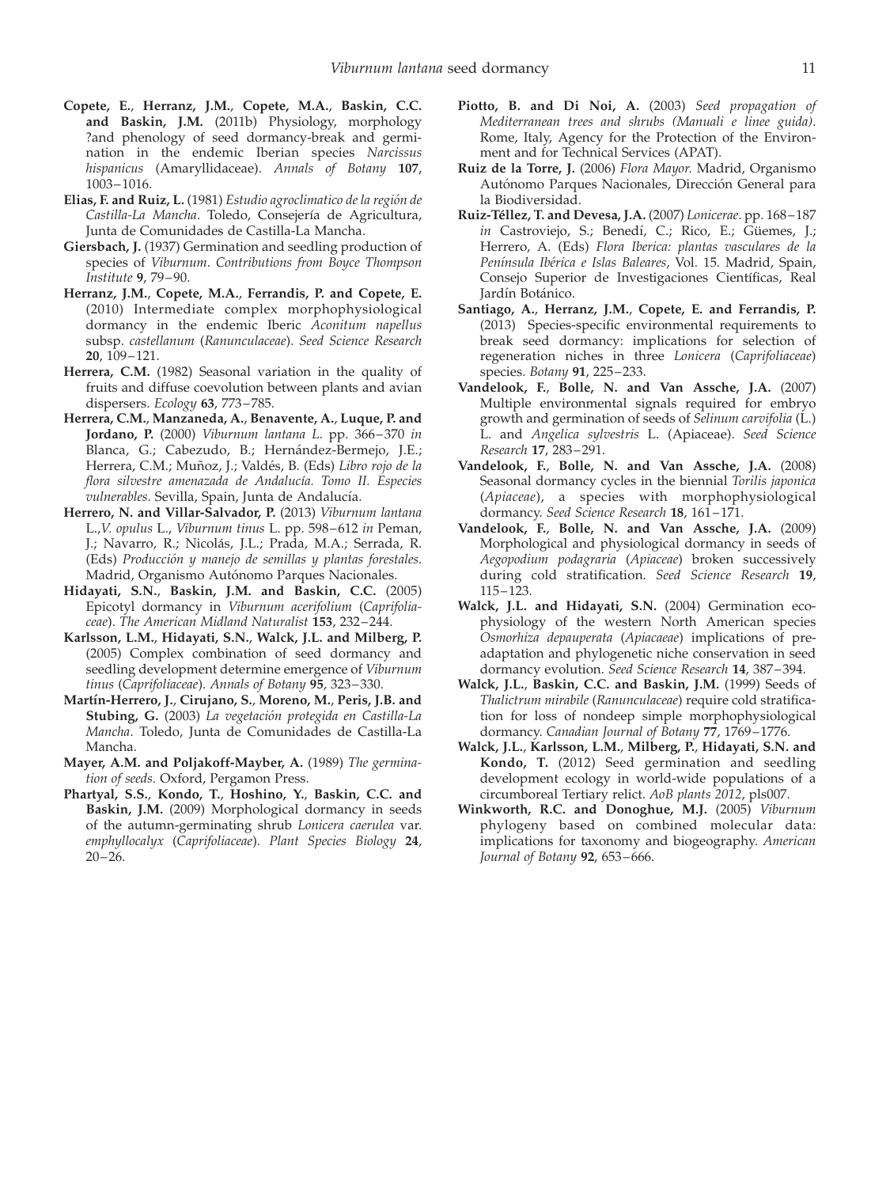**Copete, E., Herranz, J.M., Copete, M.A., Baskin, C.C. and Baskin, J.M.** (2011b) Physiology, morphology ?and phenology of seed dormancy-break and germination in the endemic Iberian species *Narcissus hispanicus* (Amaryllidaceae). *Annals of Botany* **107**, 1003–1016.

**Elias, F. and Ruiz, L.** (1981) *Estudio agroclimatico de la región de Castilla-La Mancha*. Toledo, Consejería de Agricultura, Junta de Comunidades de Castilla-La Mancha.

**Giersbach, J.** (1937) Germination and seedling production of species of *Viburnum*. *Contributions from Boyce Thompson Institute* **9**, 79–90.

**Herranz, J.M., Copete, M.A., Ferrandis, P. and Copete, E.** (2010) Intermediate complex morphophysiological dormancy in the endemic Iberic *Aconitum napellus* subsp. *castellanum* (*Ranunculaceae*). *Seed Science Research* **20**, 109–121.

**Herrera, C.M.** (1982) Seasonal variation in the quality of fruits and diffuse coevolution between plants and avian dispersers. *Ecology* **63**, 773–785.

**Herrera, C.M., Manzaneda, A., Benavente, A., Luque, P. and Jordano, P.** (2000) *Viburnum lantana L*. pp. 366–370 *in* Blanca, G.; Cabezudo, B.; Hernández-Bermejo, J.E.; Herrera, C.M.; Muñoz, J.; Valdés, B. (Eds) *Libro rojo de la flora silvestre amenazada de Andalucía. Tomo II. Especies vulnerables*. Sevilla, Spain, Junta de Andalucía.

**Herrero, N. and Villar-Salvador, P.** (2013) *Viburnum lantana* L.,*V. opulus* L., *Viburnum tinus* L. pp. 598–612 *in* Peman, J.; Navarro, R.; Nicolás, J.L.; Prada, M.A.; Serrada, R. (Eds) *Producción y manejo de semillas y plantas forestales*. Madrid, Organismo Autónomo Parques Nacionales.

**Hidayati, S.N., Baskin, J.M. and Baskin, C.C.** (2005) Epicotyl dormancy in *Viburnum acerifolium* (*Caprifoliaceae*). *The American Midland Naturalist* **153**, 232–244.

**Karlsson, L.M., Hidayati, S.N., Walck, J.L. and Milberg, P.** (2005) Complex combination of seed dormancy and seedling development determine emergence of *Viburnum tinus* (*Caprifoliaceae*). *Annals of Botany* **95**, 323–330.

**Martín-Herrero, J., Cirujano, S., Moreno, M., Peris, J.B. and Stubing, G.** (2003) *La vegetación protegida en Castilla-La Mancha*. Toledo, Junta de Comunidades de Castilla-La Mancha.

**Mayer, A.M. and Poljakoff-Mayber, A.** (1989) *The germination of seeds*. Oxford, Pergamon Press.

**Phartyal, S.S., Kondo, T., Hoshino, Y., Baskin, C.C. and Baskin, J.M.** (2009) Morphological dormancy in seeds of the autumn-germinating shrub *Lonicera caerulea* var. *emphyllocalyx* (*Caprifoliaceae*). *Plant Species Biology* **24**, 20–26.

**Piotto, B. and Di Noi, A.** (2003) *Seed propagation of Mediterranean trees and shrubs (Manuali e linee guida)*. Rome, Italy, Agency for the Protection of the Environment and for Technical Services (APAT).

**Ruiz de la Torre, J.** (2006) *Flora Mayor*. Madrid, Organismo Autónomo Parques Nacionales, Dirección General para la Biodiversidad.

**Ruiz-Téllez, T. and Devesa, J.A.** (2007) *Lonicerae*. pp. 168–187 *in* Castroviejo, S.; Benedí, C.; Rico, E.; Güemes, J.; Herrero, A. (Eds) *Flora Iberica: plantas vasculares de la Península Ibérica e Islas Baleares*, Vol. 15. Madrid, Spain, Consejo Superior de Investigaciones Científicas, Real Jardín Botánico.

**Santiago, A., Herranz, J.M., Copete, E. and Ferrandis, P.** (2013) Species-specific environmental requirements to break seed dormancy: implications for selection of regeneration niches in three *Lonicera* (*Caprifoliaceae*) species. *Botany* **91**, 225–233.

**Vandelook, F., Bolle, N. and Van Assche, J.A.** (2007) Multiple environmental signals required for embryo growth and germination of seeds of *Selinum carvifolia* (L.) L. and *Angelica sylvestris* L. (Apiaceae). *Seed Science Research* **17**, 283–291.

**Vandelook, F., Bolle, N. and Van Assche, J.A.** (2008) Seasonal dormancy cycles in the biennial *Torilis japonica* (*Apiaceae*), a species with morphophysiological dormancy. *Seed Science Research* **18**, 161–171.

**Vandelook, F., Bolle, N. and Van Assche, J.A.** (2009) Morphological and physiological dormancy in seeds of *Aegopodium podagraria* (*Apiaceae*) broken successively during cold stratification. *Seed Science Research* **19**, 115–123.

**Walck, J.L. and Hidayati, S.N.** (2004) Germination ecophysiology of the western North American species *Osmorhiza depauperata* (*Apiacaeae*) implications of preadaptation and phylogenetic niche conservation in seed dormancy evolution. *Seed Science Research* **14**, 387–394.

**Walck, J.L., Baskin, C.C. and Baskin, J.M.** (1999) Seeds of *Thalictrum mirabile* (*Ranunculaceae*) require cold stratification for loss of nondeep simple morphophysiological dormancy. *Canadian Journal of Botany* **77**, 1769–1776.

**Walck, J.L., Karlsson, L.M., Milberg, P., Hidayati, S.N. and Kondo, T.** (2012) Seed germination and seedling development ecology in world-wide populations of a circumboreal Tertiary relict. *AoB plants 2012*, pls007.

**Winkworth, R.C. and Donoghue, M.J.** (2005) *Viburnum* phylogeny based on combined molecular data: implications for taxonomy and biogeography. *American Journal of Botany* **92**, 653–666.